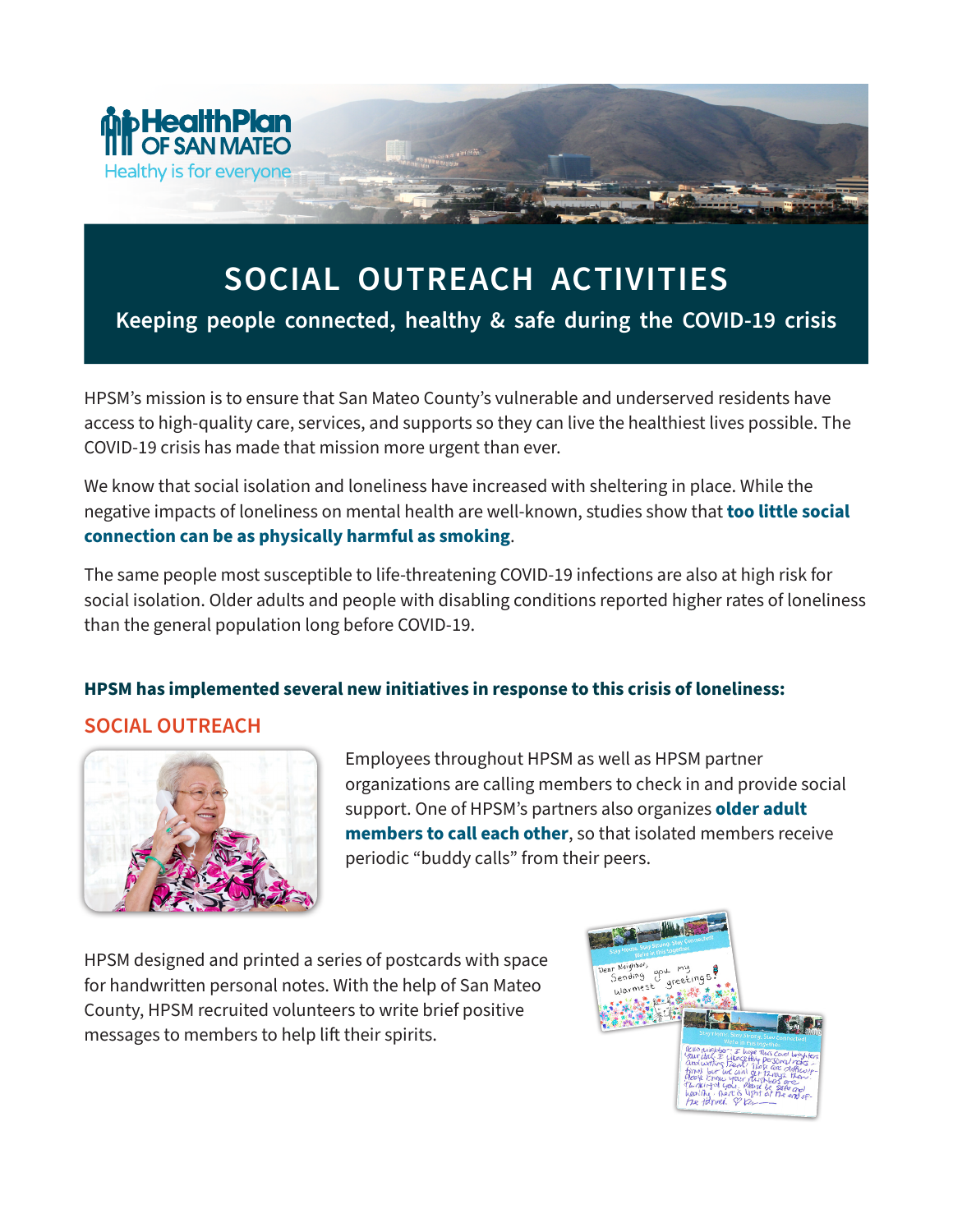HealthPlan OF SAN MATEO

Healthy is for everyone

# SOCIAL OUTREACH ACTIVITIES

## Keeping people connected, healthy & safe during the COVID-19 crisis

HPSM's mission is to ensure that San Mateo County's vulnerable and underserved residents have access to high-quality care, services, and supports so they can live the healthiest lives possible. The COVID-19 crisis has made that mission more urgent than ever.

We know that social isolation and loneliness have increased with sheltering in place. While the negative impacts of loneliness on mental health are well-known, studies show that **too little social connection can be as physically harmful as smoking**.

The same people most susceptible to life-threatening COVID-19 infections are also at high risk for social isolation. Older adults and people with disabling conditions reported higher rates of loneliness than the general population long before COVID-19.

**HPSM has implemented several new initiatives in response to this crisis of loneliness:**

### SOCIAL OUTREACH

Employees throughout HPSM as well as HPSM partner organizations are calling members to check in and provide social support. One of HPSM's partners also organizes **older adult members to call each other**, so that isolated members receive periodic "buddy calls" from their peers.

HPSM designed and printed a series of postcards with space for handwritten personal notes. With the help of San Mateo County, HPSM recruited volunteers to write brief positive messages to members to help lift their spirits.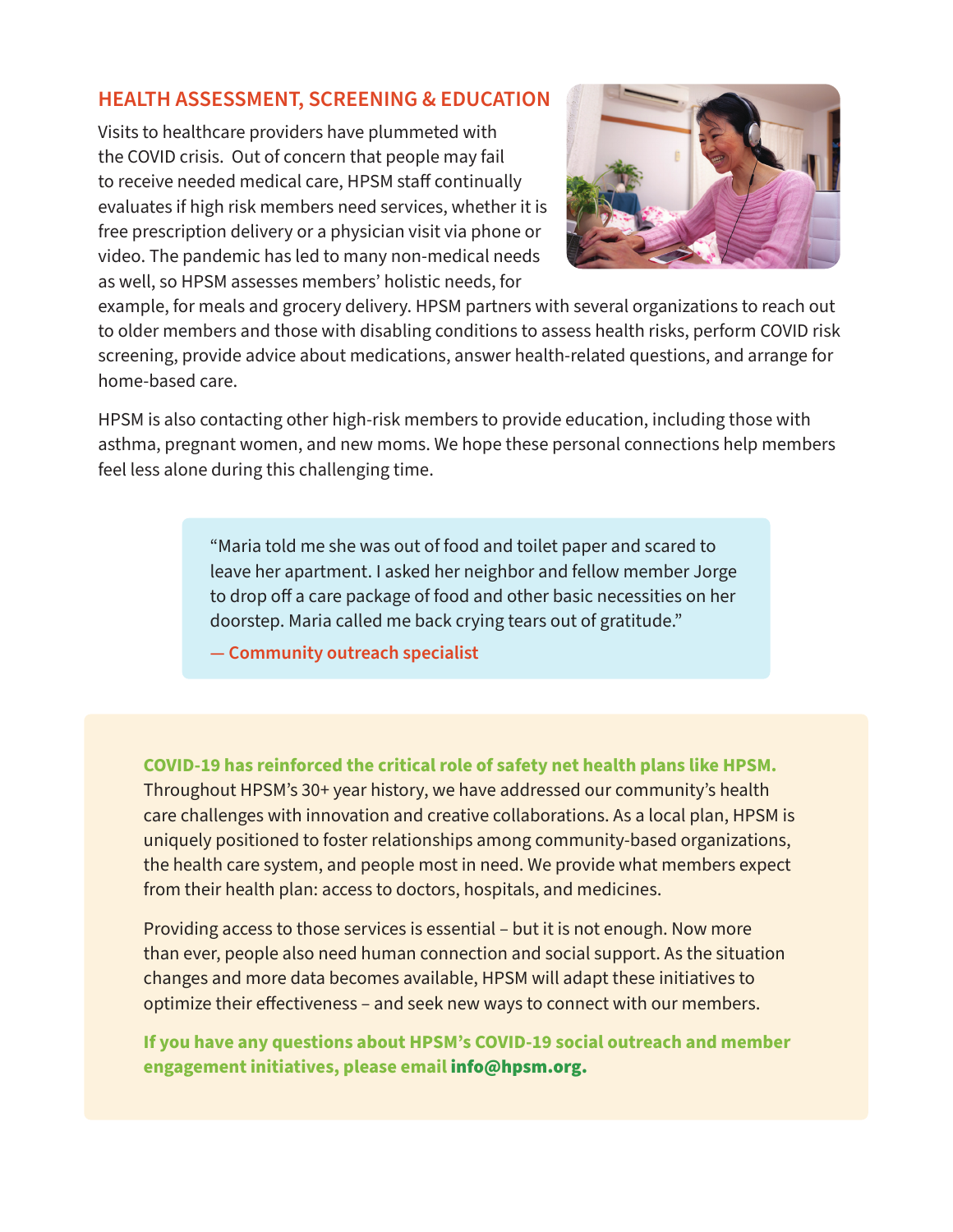## HEALTH ASSESSMENT, SCREENING & EDUCATION

Visits to healthcare providers have plummeted with the COVID crisis. Out of concern that people may fail to receive needed medical care, HPSM staff continually evaluates if high risk members need services, whether it is free prescription delivery or a physician visit via phone or video. The pandemic has led to many non-medical needs as well, so HPSM assesses members' holistic needs, for example, for meals and grocery delivery. HPSM partners with several organizations to reach out to older members and those with disabling conditions to assess health risks, perform COVID risk screening, provide advice about medications, answer health-related questions, and arrange for home-based care.

HPSM is also contacting other high-risk members to provide education, including those with asthma, pregnant women, and new moms. We hope these personal connections help members feel less alone during this challenging time.

> "Maria told me she was out of food and toilet paper and scared to leave her apartment. I asked her neighbor and fellow member Jorge to drop off a care package of food and other basic necessities on her doorstep. Maria called me back crying tears out of gratitude."
>
> **— Community outreach specialist**

**COVID-19 has reinforced the critical role of safety net health plans like HPSM.** Throughout HPSM's 30+ year history, we have addressed our community's health care challenges with innovation and creative collaborations. As a local plan, HPSM is uniquely positioned to foster relationships among community-based organizations, the health care system, and people most in need. We provide what members expect from their health plan: access to doctors, hospitals, and medicines.

Providing access to those services is essential – but it is not enough. Now more than ever, people also need human connection and social support. As the situation changes and more data becomes available, HPSM will adapt these initiatives to optimize their effectiveness – and seek new ways to connect with our members.

**If you have any questions about HPSM's COVID-19 social outreach and member engagement initiatives, please email info@hpsm.org.**